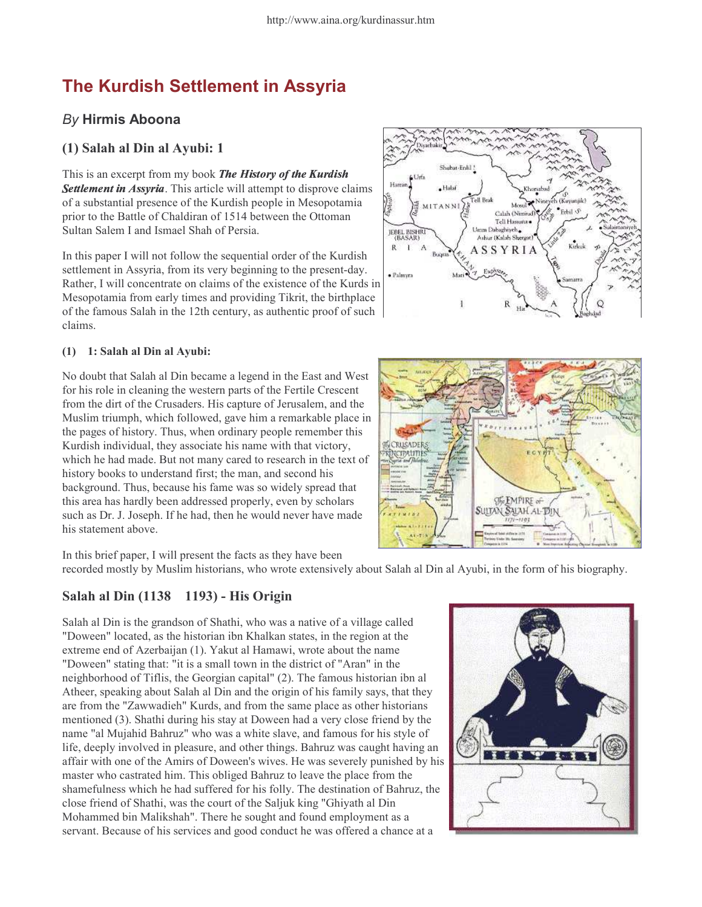# The Kurdish Settlement in Assyria

## *By* **Hirmis Aboona**

### (1) Salah al Din al Ayubi: 1

This is an excerpt from my book ***The History of the Kurdish Settlement in Assyria***. This article will attempt to disprove claims of a substantial presence of the Kurdish people in Mesopotamia prior to the Battle of Chaldiran of 1514 between the Ottoman Sultan Salem I and Ismael Shah of Persia.

In this paper I will not follow the sequential order of the Kurdish settlement in Assyria, from its very beginning to the present-day. Rather, I will concentrate on claims of the existence of the Kurds in Mesopotamia from early times and providing Tikrit, the birthplace of the famous Salah in the 12th century, as authentic proof of such claims.

#### (1) 1: Salah al Din al Ayubi:

No doubt that Salah al Din became a legend in the East and West for his role in cleaning the western parts of the Fertile Crescent from the dirt of the Crusaders. His capture of Jerusalem, and the Muslim triumph, which followed, gave him a remarkable place in the pages of history. Thus, when ordinary people remember this Kurdish individual, they associate his name with that victory, which he had made. But not many cared to research in the text of history books to understand first; the man, and second his background. Thus, because his fame was so widely spread that this area has hardly been addressed properly, even by scholars such as Dr. J. Joseph. If he had, then he would never have made his statement above.

In this brief paper, I will present the facts as they have been recorded mostly by Muslim historians, who wrote extensively about Salah al Din al Ayubi, in the form of his biography.

### Salah al Din (1138 1193) - His Origin

Salah al Din is the grandson of Shathi, who was a native of a village called "Doween" located, as the historian ibn Khalkan states, in the region at the extreme end of Azerbaijan (1). Yakut al Hamawi, wrote about the name "Doween" stating that: "it is a small town in the district of "Aran" in the neighborhood of Tiflis, the Georgian capital" (2). The famous historian ibn al Atheer, speaking about Salah al Din and the origin of his family says, that they are from the "Zawwadieh" Kurds, and from the same place as other historians mentioned (3). Shathi during his stay at Doween had a very close friend by the name "al Mujahid Bahruz" who was a white slave, and famous for his style of life, deeply involved in pleasure, and other things. Bahruz was caught having an affair with one of the Amirs of Doween's wives. He was severely punished by his master who castrated him. This obliged Bahruz to leave the place from the shamefulness which he had suffered for his folly. The destination of Bahruz, the close friend of Shathi, was the court of the Saljuk king "Ghiyath al Din Mohammed bin Malikshah". There he sought and found employment as a servant. Because of his services and good conduct he was offered a chance at a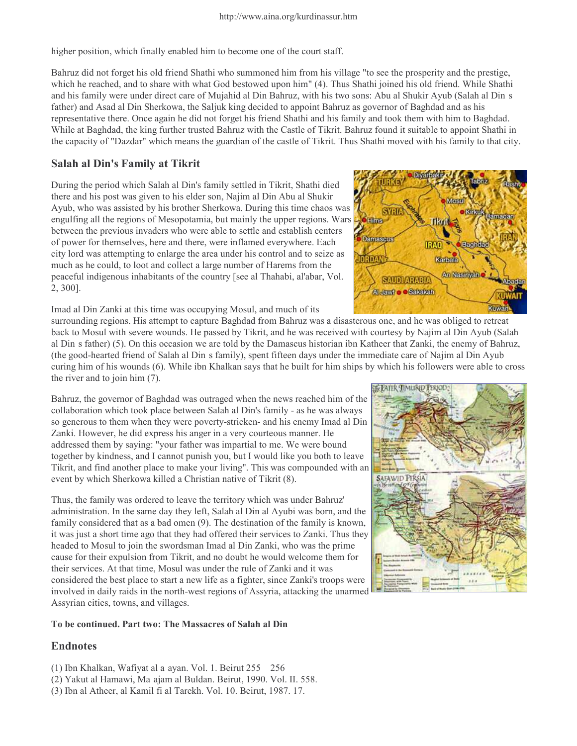higher position, which finally enabled him to become one of the court staff.

Bahruz did not forget his old friend Shathi who summoned him from his village "to see the prosperity and the prestige, which he reached, and to share with what God bestowed upon him" (4). Thus Shathi joined his old friend. While Shathi and his family were under direct care of Mujahid al Din Bahruz, with his two sons: Abu al Shukir Ayub (Salah al Din s father) and Asad al Din Sherkowa, the Saljuk king decided to appoint Bahruz as governor of Baghdad and as his representative there. Once again he did not forget his friend Shathi and his family and took them with him to Baghdad. While at Baghdad, the king further trusted Bahruz with the Castle of Tikrit. Bahruz found it suitable to appoint Shathi in the capacity of "Dazdar" which means the guardian of the castle of Tikrit. Thus Shathi moved with his family to that city.

## Salah al Din's Family at Tikrit

During the period which Salah al Din's family settled in Tikrit, Shathi died there and his post was given to his elder son, Najim al Din Abu al Shukir Ayub, who was assisted by his brother Sherkowa. During this time chaos was engulfing all the regions of Mesopotamia, but mainly the upper regions. Wars between the previous invaders who were able to settle and establish centers of power for themselves, here and there, were inflamed everywhere. Each city lord was attempting to enlarge the area under his control and to seize as much as he could, to loot and collect a large number of Harems from the peaceful indigenous inhabitants of the country [see al Thahabi, al'abar, Vol. 2, 300].

Imad al Din Zanki at this time was occupying Mosul, and much of its surrounding regions. His attempt to capture Baghdad from Bahruz was a disastrous one, and he was obliged to retreat back to Mosul with severe wounds. He passed by Tikrit, and he was received with courtesy by Najim al Din Ayub (Salah al Din s father) (5). On this occasion we are told by the Damascus historian ibn Katheer that Zanki, the enemy of Bahruz, (the good-hearted friend of Salah al Din s family), spent fifteen days under the immediate care of Najim al Din Ayub curing him of his wounds (6). While ibn Khalkan says that he built for him ships by which his followers were able to cross the river and to join him (7).

Bahruz, the governor of Baghdad was outraged when the news reached him of the collaboration which took place between Salah al Din's family - as he was always so generous to them when they were poverty-stricken- and his enemy Imad al Din Zanki. However, he did express his anger in a very courteous manner. He addressed them by saying: "your father was impartial to me. We were bound together by kindness, and I cannot punish you, but I would like you both to leave Tikrit, and find another place to make your living". This was compounded with an event by which Sherkowa killed a Christian native of Tikrit (8).

Thus, the family was ordered to leave the territory which was under Bahruz' administration. In the same day they left, Salah al Din al Ayubi was born, and the family considered that as a bad omen (9). The destination of the family is known, it was just a short time ago that they had offered their services to Zanki. Thus they headed to Mosul to join the swordsman Imad al Din Zanki, who was the prime cause for their expulsion from Tikrit, and no doubt he would welcome them for their services. At that time, Mosul was under the rule of Zanki and it was considered the best place to start a new life as a fighter, since Zanki's troops were involved in daily raids in the north-west regions of Assyria, attacking the unarmed Assyrian cities, towns, and villages.

**To be continued. Part two: The Massacres of Salah al Din**

## Endnotes

(1) Ibn Khalkan, Wafiyat al a ayan. Vol. 1. Beirut 255 256
(2) Yakut al Hamawi, Ma ajam al Buldan. Beirut, 1990. Vol. II. 558.
(3) Ibn al Atheer, al Kamil fi al Tarekh. Vol. 10. Beirut, 1987. 17.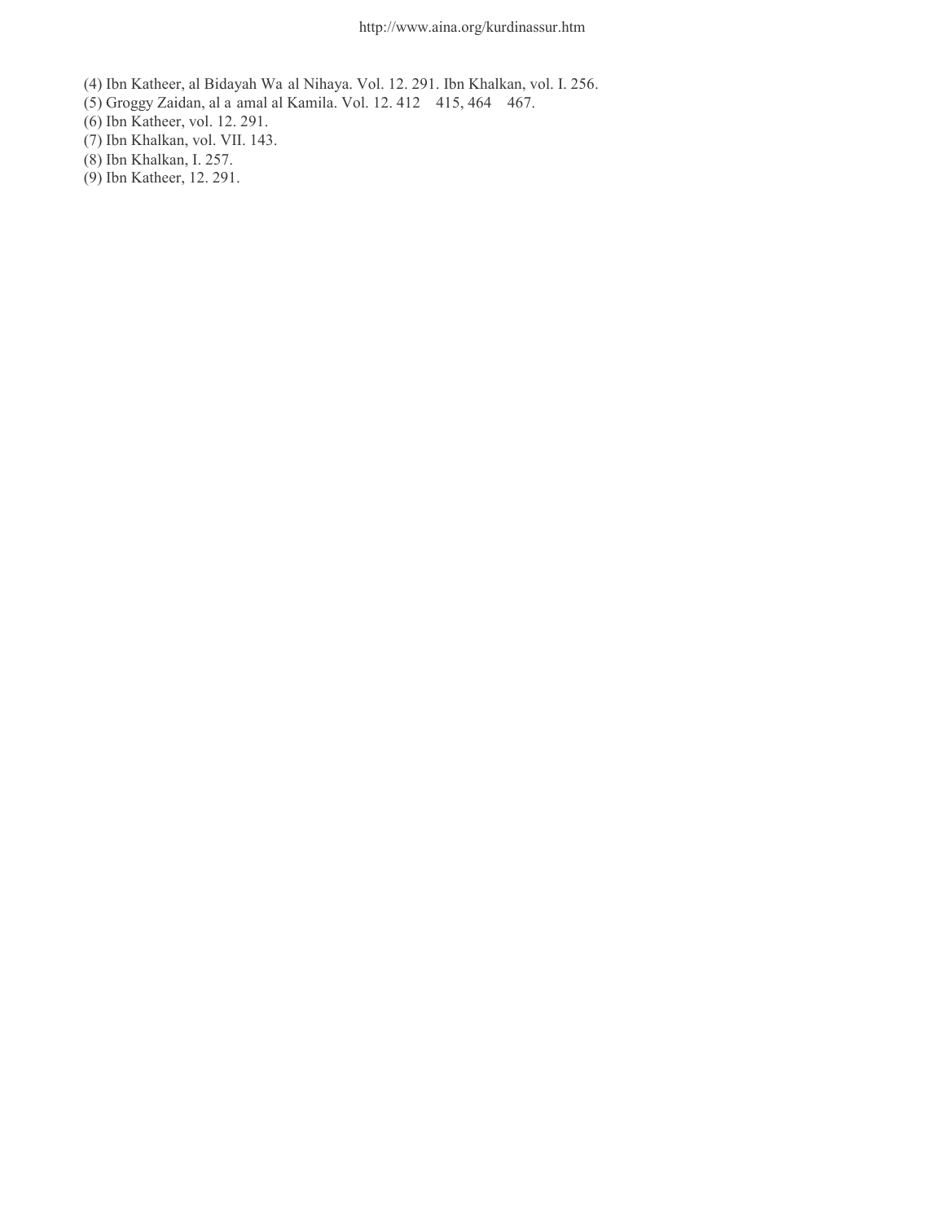(4) Ibn Katheer, al Bidayah Wa al Nihaya. Vol. 12. 291. Ibn Khalkan, vol. I. 256.
(5) Groggy Zaidan, al a amal al Kamila. Vol. 12. 412 415, 464 467.
(6) Ibn Katheer, vol. 12. 291.
(7) Ibn Khalkan, vol. VII. 143.
(8) Ibn Khalkan, I. 257.
(9) Ibn Katheer, 12. 291.